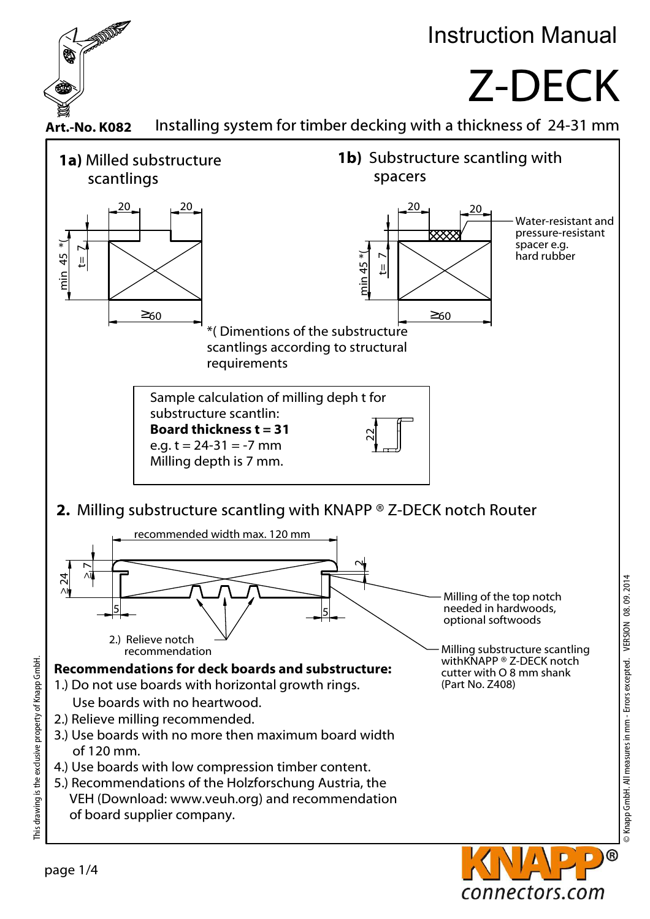# Instruction Manual

# Z-DECK

**Art.-No. K082** Installing system for timber decking with a thickness of 24-31 mm

## 1a) Milled substructure scantlings

20 20

min 45 *( t= 7

≥60

## 1b) Substructure scantling with spacers

20 20

Water-resistant and pressure-resistant spacer e.g. hard rubber

min 45 *( t= 7

≥60

*( Dimentions of the substructure scantlings according to structural requirements

Sample calculation of milling deph t for substructure scantlin:
**Board thickness t = 31**
e.g. t = 24-31 = -7 mm
Milling depth is 7 mm.

22

## 2. Milling substructure scantling with KNAPP ® Z-DECK notch Router

recommended width max. 120 mm

≥ 24 ≥ 7 2 5 5

Milling of the top notch needed in hardwoods, optional softwoods

2.) Relieve notch recommendation

Milling substructure scantling withKNAPP ® Z-DECK notch cutter with O 8 mm shank (Part No. Z408)

**Recommendations for deck boards and substructure:**

1.) Do not use boards with horizontal growth rings. Use boards with no heartwood.
2.) Relieve milling recommended.
3.) Use boards with no more then maximum board width of 120 mm.
4.) Use boards with low compression timber content.
5.) Recommendations of the Holzforschung Austria, the VEH (Download: www.veuh.org) and recommendation of board supplier company.

This drawing is the exclusive property of Knapp GmbH.

© Knapp GmbH. All measures in mm - Errors excepted. VERSION 08. 09. 2014

KNAPP® connectors.com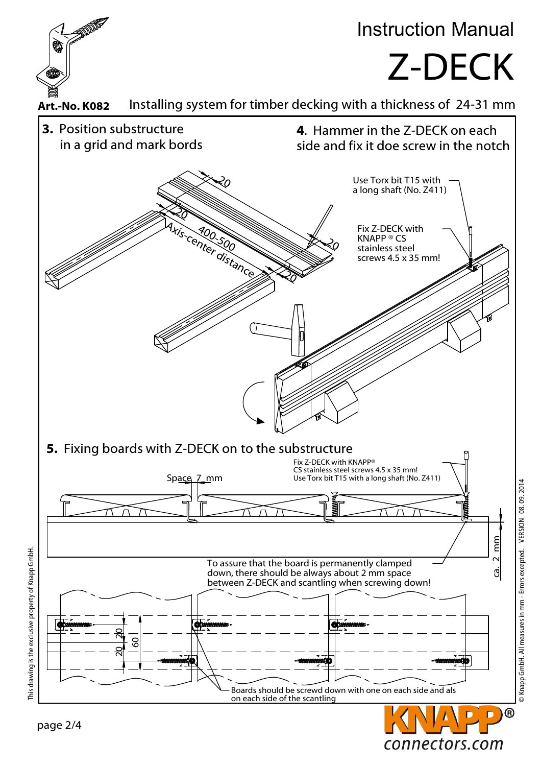# Instruction Manual
# Z-DECK

**Art.-No. K082** Installing system for timber decking with a thickness of 24-31 mm

**3.** Position substructure in a grid and mark bords

20

20

400-500

Axis-center distance

20

20

**4**. Hammer in the Z-DECK on each side and fix it doe screw in the notch

Use Torx bit T15 with a long shaft (No. Z411)

Fix Z-DECK with KNAPP ® CS stainless steel screws 4.5 x 35 mm!

**5.** Fixing boards with Z-DECK on to the substructure

Space 7 mm

Fix Z-DECK with KNAPP® CS stainless steel screws 4.5 x 35 mm! Use Torx bit T15 with a long shaft (No. Z411)

ca. 2 mm

To assure that the board is permanently clamped down, there should be always about 2 mm space between Z-DECK and scantling when screwing down!

20

20

60

Boards should be screwd down with one on each side and als on each side of the scantling

This drawing is the exclusive property of Knapp GmbH.

© Knapp GmbH. All measures in mm - Errors excepted. VERSION 08. 09. 2014

KNAPP® connectors.com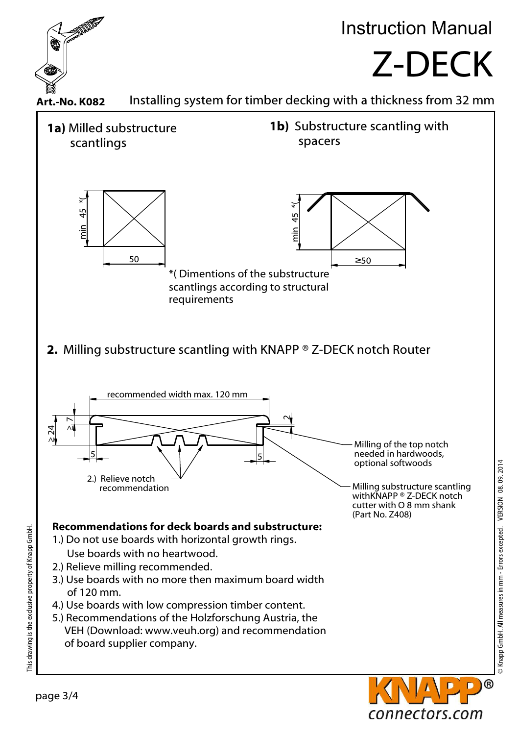# Instruction Manual

# Z-DECK

**Art.-No. K082** Installing system for timber decking with a thickness from 32 mm

**1a)** Milled substructure scantlings

min 45 *(

50

**1b)** Substructure scantling with spacers

min 45 *(

≥50

*( Dimentions of the substructure scantlings according to structural requirements

**2.** Milling substructure scantling with KNAPP ® Z-DECK notch Router

recommended width max. 120 mm

≥ 24

≥ 7

2

5

5

Milling of the top notch needed in hardwoods, optional softwoods

2.) Relieve notch recommendation

Milling substructure scantling withKNAPP ® Z-DECK notch cutter with O 8 mm shank (Part No. Z408)

**Recommendations for deck boards and substructure:**

1.) Do not use boards with horizontal growth rings.
Use boards with no heartwood.

2.) Relieve milling recommended.

3.) Use boards with no more then maximum board width of 120 mm.

4.) Use boards with low compression timber content.

5.) Recommendations of the Holzforschung Austria, the VEH (Download: www.veuh.org) and recommendation of board supplier company.

This drawing is the exclusive property of Knapp GmbH.

© Knapp GmbH. All measures in mm - Errors excepted. VERSION 08. 09. 2014

KNAPP® connectors.com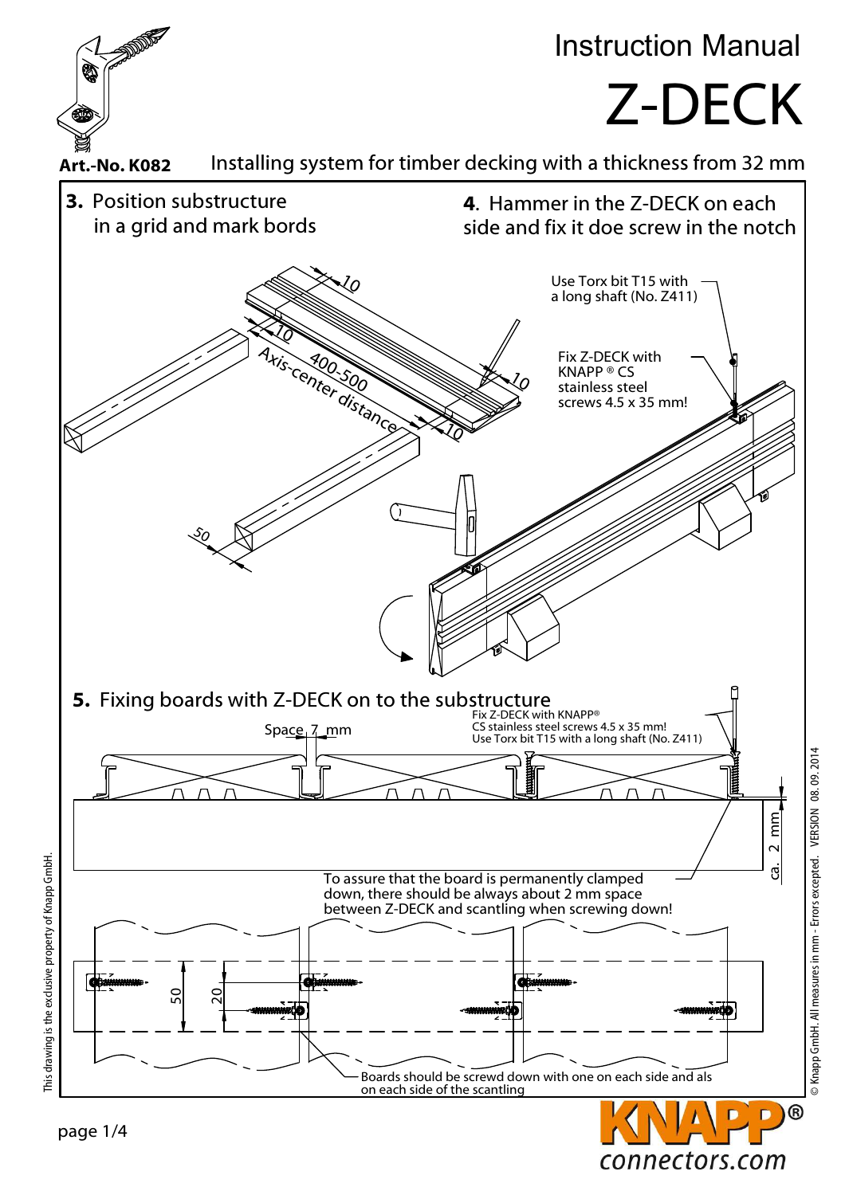# Instruction Manual

# Z-DECK

**Art.-No. K082** Installing system for timber decking with a thickness from 32 mm

**3.** Position substructure in a grid and mark bords

10

10

400-500

Axis-center distance

10

10

50

**4**. Hammer in the Z-DECK on each side and fix it doe screw in the notch

Use Torx bit T15 with a long shaft (No. Z411)

Fix Z-DECK with KNAPP ® CS stainless steel screws 4.5 x 35 mm!

**5.** Fixing boards with Z-DECK on to the substructure

Space 7 mm

Fix Z-DECK with KNAPP® CS stainless steel screws 4.5 x 35 mm! Use Torx bit T15 with a long shaft (No. Z411)

ca. 2 mm

To assure that the board is permanently clamped down, there should be always about 2 mm space between Z-DECK and scantling when screwing down!

50

20

Boards should be screwd down with one on each side and als on each side of the scantling

This drawing is the exclusive property of Knapp GmbH.

© Knapp GmbH. All measures in mm - Errors excepted. VERSION 08. 09. 2014

KNAPP® connectors.com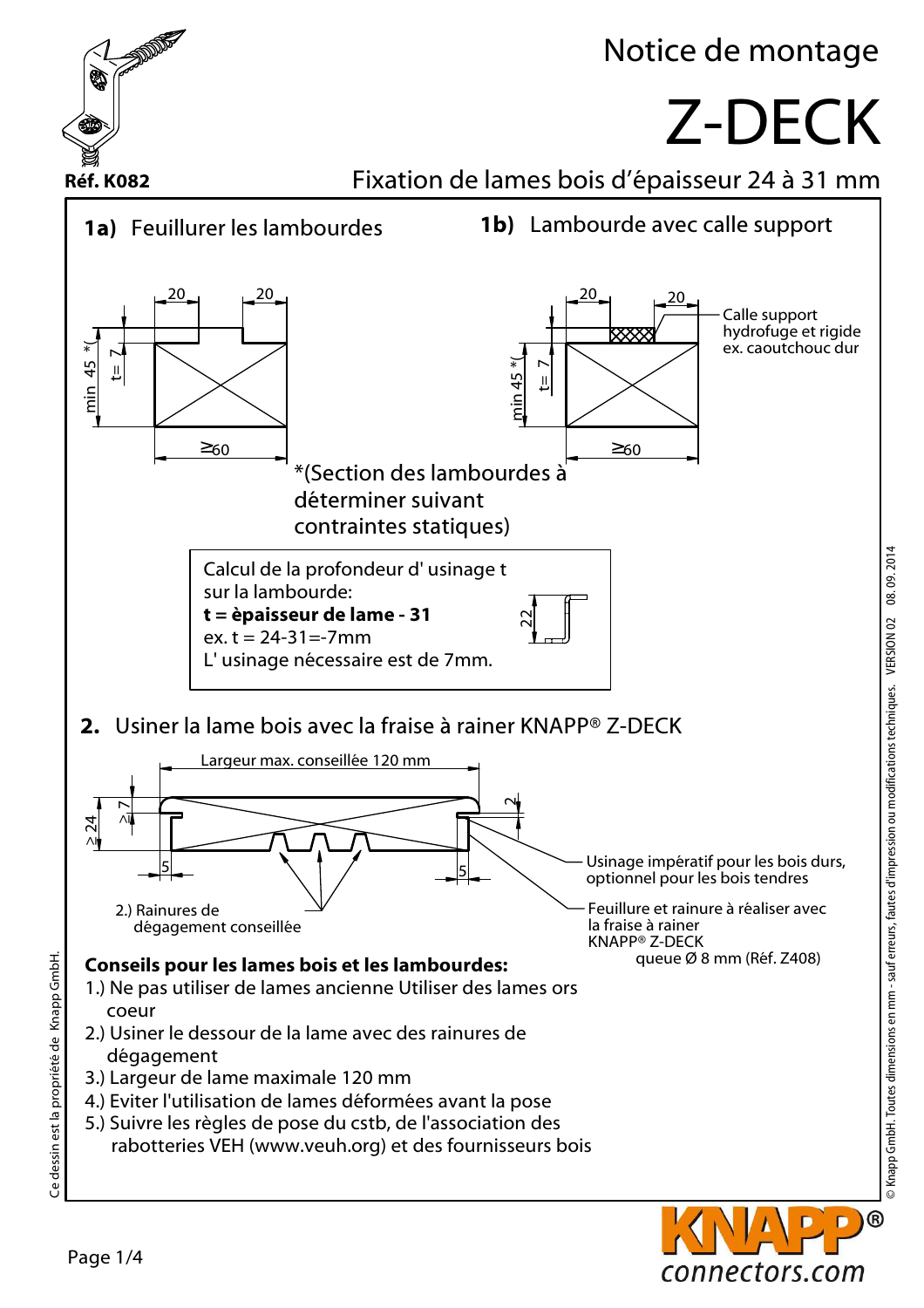# Notice de montage

# Z-DECK

Réf. K082

## Fixation de lames bois d'épaisseur 24 à 31 mm

**1a)** Feuillurer les lambourdes

20 20

min 45 *(

t= 7

≥60

**1b)** Lambourde avec calle support

20 20

Calle support hydrofuge et rigide ex. caoutchouc dur

min 45 *(

t= 7

≥60

*(Section des lambourdes à déterminer suivant contraintes statiques)

Calcul de la profondeur d' usinage t sur la lambourde:
**t = èpaisseur de lame - 31**
ex. t = 24-31=-7mm
L' usinage nécessaire est de 7mm.

22

**2.** Usiner la lame bois avec la fraise à rainer KNAPP® Z-DECK

Largeur max. conseillée 120 mm

≥ 24

≥ 7

2

5 5

2.) Rainures de dégagement conseillée

Usinage impératif pour les bois durs, optionnel pour les bois tendres

Feuillure et rainure à réaliser avec la fraise à rainer KNAPP® Z-DECK queue Ø 8 mm (Réf. Z408)

**Conseils pour les lames bois et les lambourdes:**

1.) Ne pas utiliser de lames ancienne Utiliser des lames ors coeur
2.) Usiner le dessour de la lame avec des rainures de dégagement
3.) Largeur de lame maximale 120 mm
4.) Eviter l'utilisation de lames déformées avant la pose
5.) Suivre les règles de pose du cstb, de l'association des rabotteries VEH (www.veuh.org) et des fournisseurs bois

Ce dessin est la propriété de Knapp GmbH.

© Knapp GmbH. Toutes dimensions en mm - sauf erreurs, fautes d'impression ou modifications techniques. VERSION 02 08. 09. 2014

KNAPP® connectors.com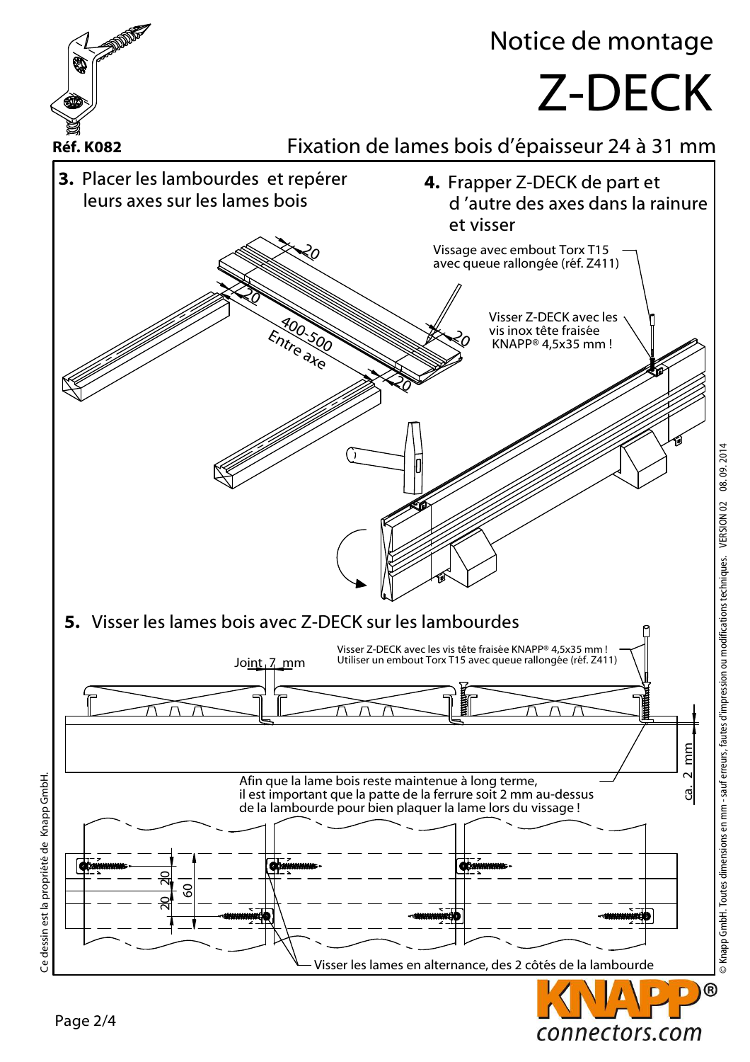**Réf. K082**

# Notice de montage

# Z-DECK

## Fixation de lames bois d'épaisseur 24 à 31 mm

**3.** Placer les lambourdes et repérer leurs axes sur les lames bois

20

20

400-500
Entre axe

20

20

**4.** Frapper Z-DECK de part et d'autre des axes dans la rainure et visser

Vissage avec embout Torx T15 avec queue rallongée (réf. Z411)

Visser Z-DECK avec les vis inox tête fraisée KNAPP® 4,5x35 mm !

**5.** Visser les lames bois avec Z-DECK sur les lambourdes

Joint 7 mm

Visser Z-DECK avec les vis tête fraisée KNAPP® 4,5x35 mm !
Utiliser un embout Torx T15 avec queue rallongée (réf. Z411)

ca. 2 mm

Afin que la lame bois reste maintenue à long terme, il est important que la patte de la ferrure soit 2 mm au-dessus de la lambourde pour bien plaquer la lame lors du vissage !

20

20

60

Visser les lames en alternance, des 2 côtés de la lambourde

Ce dessin est la propriété de Knapp GmbH.

© Knapp GmbH. Toutes dimensions en mm - sauf erreurs, fautes d'impression ou modifications techniques. VERSION 02 08. 09. 2014

KNAPP®
connectors.com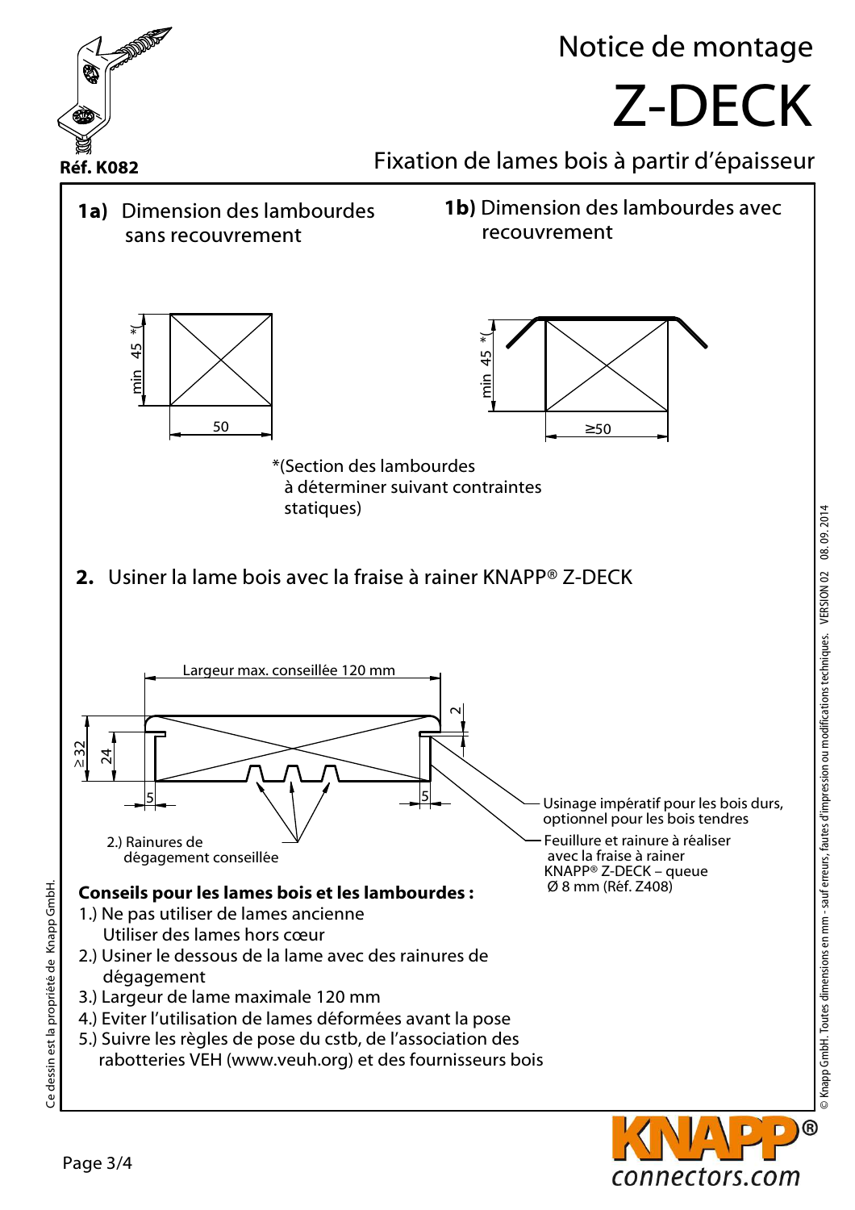# Notice de montage

# Z-DECK

Réf. K082

## Fixation de lames bois à partir d'épaisseur

**1a)** Dimension des lambourdes sans recouvrement

min 45 *(

50

**1b)** Dimension des lambourdes avec recouvrement

min 45 *(

≥50

*(Section des lambourdes à déterminer suivant contraintes statiques)

**2.** Usiner la lame bois avec la fraise à rainer KNAPP® Z-DECK

Largeur max. conseillée 120 mm

≥32

24

2

5

5

2.) Rainures de dégagement conseillée

Usinage impératif pour les bois durs, optionnel pour les bois tendres

Feuillure et rainure à réaliser avec la fraise à rainer KNAPP® Z-DECK – queue Ø 8 mm (Réf. Z408)

**Conseils pour les lames bois et les lambourdes :**

1.) Ne pas utiliser de lames ancienne
Utiliser des lames hors cœur
2.) Usiner le dessous de la lame avec des rainures de dégagement
3.) Largeur de lame maximale 120 mm
4.) Eviter l'utilisation de lames déformées avant la pose
5.) Suivre les règles de pose du cstb, de l'association des rabotteries VEH (www.veuh.org) et des fournisseurs bois

Ce dessin est la propriété de Knapp GmbH.

© Knapp GmbH. Toutes dimensions en mm - sauf erreurs, fautes d'impression ou modifications techniques. VERSION 02 08. 09. 2014

KNAPP® connectors.com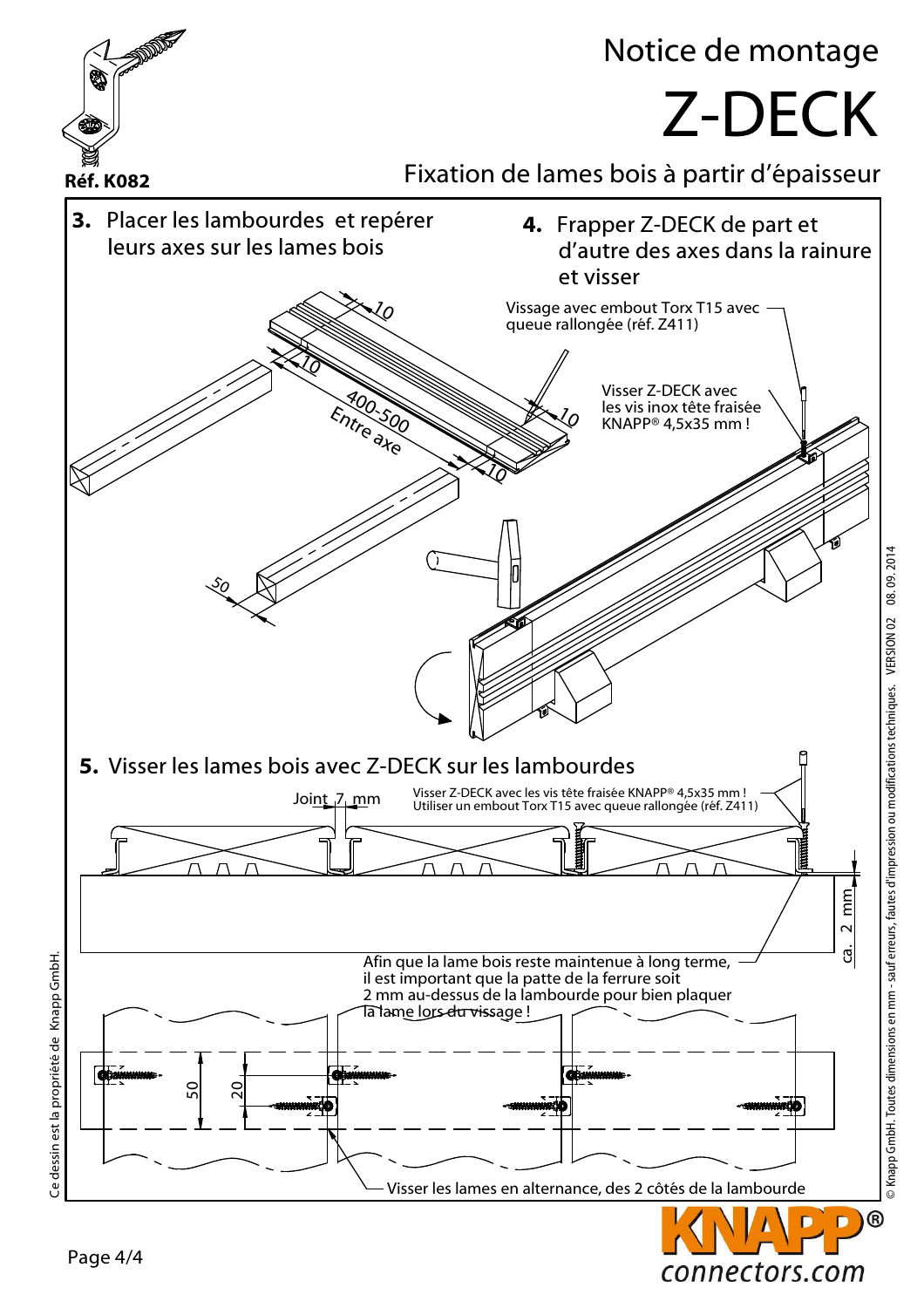Réf. K082

# Notice de montage

# Z-DECK

## Fixation de lames bois à partir d'épaisseur

**3.** Placer les lambourdes et repérer leurs axes sur les lames bois

10

10

400-500
Entre axe

10

10

50

**4.** Frapper Z-DECK de part et d'autre des axes dans la rainure et visser

Vissage avec embout Torx T15 avec queue rallongée (réf. Z411)

Visser Z-DECK avec les vis inox tête fraisée KNAPP® 4,5x35 mm !

**5.** Visser les lames bois avec Z-DECK sur les lambourdes

Joint 7 mm

Visser Z-DECK avec les vis tête fraisée KNAPP® 4,5x35 mm !
Utiliser un embout Torx T15 avec queue rallongée (réf. Z411)

ca. 2 mm

Afin que la lame bois reste maintenue à long terme, il est important que la patte de la ferrure soit 2 mm au-dessus de la lambourde pour bien plaquer la lame lors du vissage !

50

20

Visser les lames en alternance, des 2 côtés de la lambourde

Ce dessin est la propriété de Knapp GmbH.

© Knapp GmbH. Toutes dimensions en mm - sauf erreurs, fautes d'impression ou modifications techniques. VERSION 02 08. 09. 2014

KNAPP®
connectors.com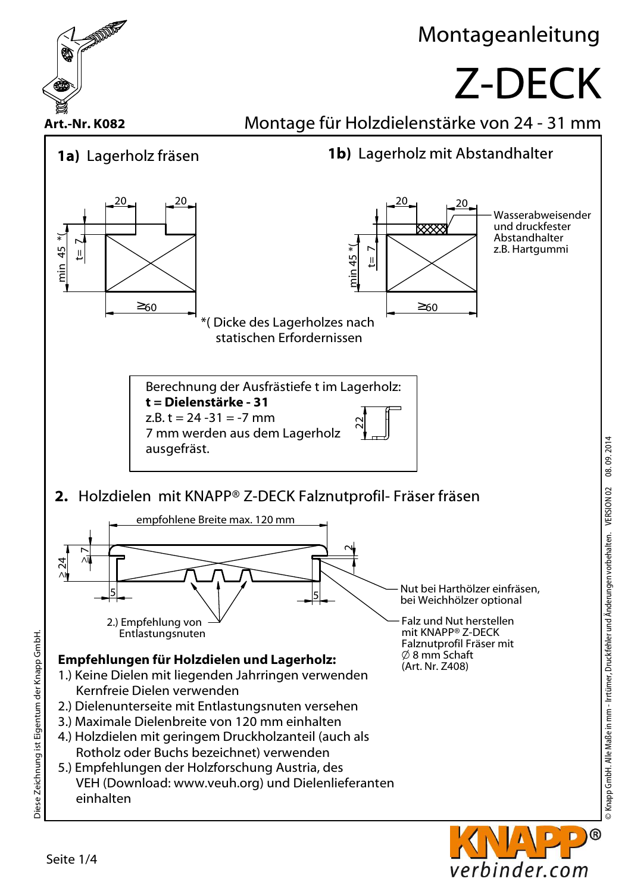# Montageanleitung

# Z-DECK

**Art.-Nr. K082**

## Montage für Holzdielenstärke von 24 - 31 mm

### 1a) Lagerholz fräsen

20 20

min 45 *(

t= 7

≥60

### 1b) Lagerholz mit Abstandhalter

20 20

Wasserabweisender und druckfester Abstandhalter z.B. Hartgummi

min 45 *(

t= 7

≥60

*( Dicke des Lagerholzes nach statischen Erfordernissen

Berechnung der Ausfrästiefe t im Lagerholz:
**t = Dielenstärke - 31**
z.B. t = 24 -31 = -7 mm
7 mm werden aus dem Lagerholz ausgefräst.

22

### 2. Holzdielen mit KNAPP® Z-DECK Falznutprofil- Fräser fräsen

empfohlene Breite max. 120 mm

≥ 24

≥ 7

2

5

5

Nut bei Harthölzer einfräsen, bei Weichhölzer optional

2.) Empfehlung von Entlastungsnuten

Falz und Nut herstellen mit KNAPP® Z-DECK Falznutprofil Fräser mit ∅ 8 mm Schaft (Art. Nr. Z408)

**Empfehlungen für Holzdielen und Lagerholz:**

1.) Keine Dielen mit liegenden Jahrringen verwenden
 Kernfreie Dielen verwenden
2.) Dielenunterseite mit Entlastungsnuten versehen
3.) Maximale Dielenbreite von 120 mm einhalten
4.) Holzdielen mit geringem Druckholzanteil (auch als Rotholz oder Buchs bezeichnet) verwenden
5.) Empfehlungen der Holzforschung Austria, des VEH (Download: www.veuh.org) und Dielenlieferanten einhalten

Diese Zeichnung ist Eigentum der Knapp GmbH.

© Knapp GmbH. Alle Maße in mm - Irrtümer, Druckfehler und Änderungen vorbehalten. VERSION 02 08. 09. 2014

KNAPP® verbinder.com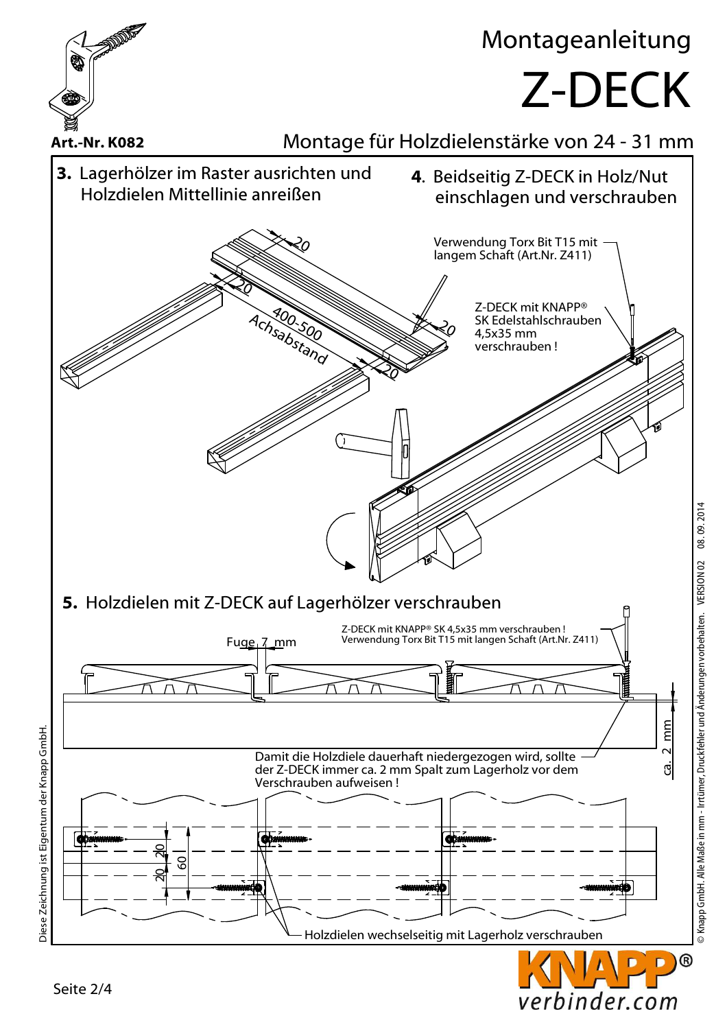# Montageanleitung

# Z-DECK

**Art.-Nr. K082**

## Montage für Holzdielenstärke von 24 - 31 mm

**3.** Lagerhölzer im Raster ausrichten und Holzdielen Mittellinie anreißen

**4**. Beidseitig Z-DECK in Holz/Nut einschlagen und verschrauben

20

20

400-500 Achsabstand

20

20

Verwendung Torx Bit T15 mit langem Schaft (Art.Nr. Z411)

Z-DECK mit KNAPP® SK Edelstahlschrauben 4,5x35 mm verschrauben !

**5.** Holzdielen mit Z-DECK auf Lagerhölzer verschrauben

Fuge 7 mm

Z-DECK mit KNAPP® SK 4,5x35 mm verschrauben ! Verwendung Torx Bit T15 mit langen Schaft (Art.Nr. Z411)

ca. 2 mm

Damit die Holzdiele dauerhaft niedergezogen wird, sollte der Z-DECK immer ca. 2 mm Spalt zum Lagerholz vor dem Verschrauben aufweisen !

20

20

60

Holzdielen wechselseitig mit Lagerholz verschrauben

Diese Zeichnung ist Eigentum der Knapp GmbH.

© Knapp GmbH. Alle Maße in mm - Irrtümer, Druckfehler und Änderungen vorbehalten. VERSION 02 08. 09. 2014

KNAPP® verbinder.com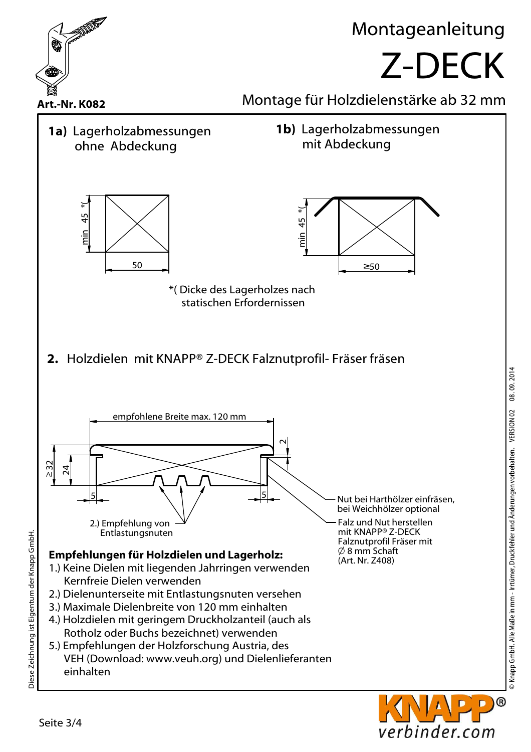Art.-Nr. K082

# Montageanleitung

# Z-DECK

Montage für Holzdielenstärke ab 32 mm

**1a)** Lagerholzabmessungen ohne Abdeckung

min 45 *(

50

**1b)** Lagerholzabmessungen mit Abdeckung

min 45 *(

≥50

*( Dicke des Lagerholzes nach statischen Erfordernissen

**2.** Holzdielen mit KNAPP® Z-DECK Falznutprofil- Fräser fräsen

empfohlene Breite max. 120 mm

≥32

24

2

5

5

2.) Empfehlung von Entlastungsnuten

Nut bei Harthölzer einfräsen, bei Weichhölzer optional

Falz und Nut herstellen mit KNAPP® Z-DECK Falznutprofil Fräser mit ∅ 8 mm Schaft (Art. Nr. Z408)

**Empfehlungen für Holzdielen und Lagerholz:**

1.) Keine Dielen mit liegenden Jahrringen verwenden Kernfreie Dielen verwenden
2.) Dielenunterseite mit Entlastungsnuten versehen
3.) Maximale Dielenbreite von 120 mm einhalten
4.) Holzdielen mit geringem Druckholzanteil (auch als Rotholz oder Buchs bezeichnet) verwenden
5.) Empfehlungen der Holzforschung Austria, des VEH (Download: www.veuh.org) und Dielenlieferanten einhalten

Diese Zeichnung ist Eigentum der Knapp GmbH.

© Knapp GmbH. Alle Maße in mm - Irrtümer, Druckfehler und Änderungen vorbehalten. VERSION 02 08. 09. 2014

KNAPP® verbinder.com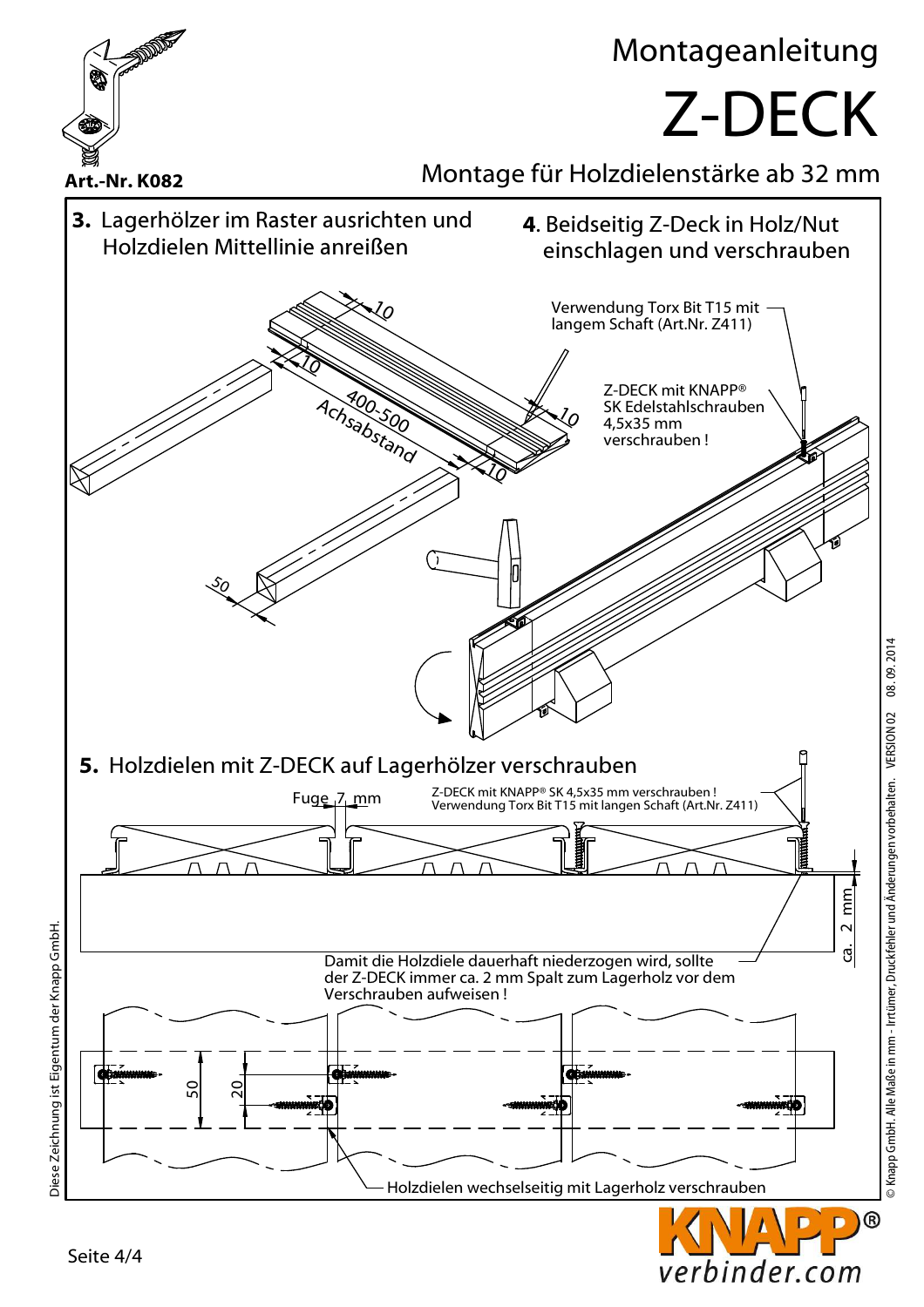Art.-Nr. K082

# Montageanleitung

# Z-DECK

## Montage für Holzdielenstärke ab 32 mm

**3.** Lagerhölzer im Raster ausrichten und Holzdielen Mittellinie anreißen

10

10

400-500
Achsabstand

10

10

50

**4**. Beidseitig Z-Deck in Holz/Nut einschlagen und verschrauben

Verwendung Torx Bit T15 mit langem Schaft (Art.Nr. Z411)

Z-DECK mit KNAPP® SK Edelstahlschrauben 4,5x35 mm verschrauben !

**5.** Holzdielen mit Z-DECK auf Lagerhölzer verschrauben

Fuge 7 mm

Z-DECK mit KNAPP® SK 4,5x35 mm verschrauben !
Verwendung Torx Bit T15 mit langen Schaft (Art.Nr. Z411)

ca. 2 mm

Damit die Holzdiele dauerhaft niederzogen wird, sollte der Z-DECK immer ca. 2 mm Spalt zum Lagerholz vor dem Verschrauben aufweisen !

50

20

Holzdielen wechselseitig mit Lagerholz verschrauben

Diese Zeichnung ist Eigentum der Knapp GmbH.

© Knapp GmbH. Alle Maße in mm - Irrtümer, Druckfehler und Änderungen vorbehalten. VERSION 02 08. 09. 2014

KNAPP®
verbinder.com